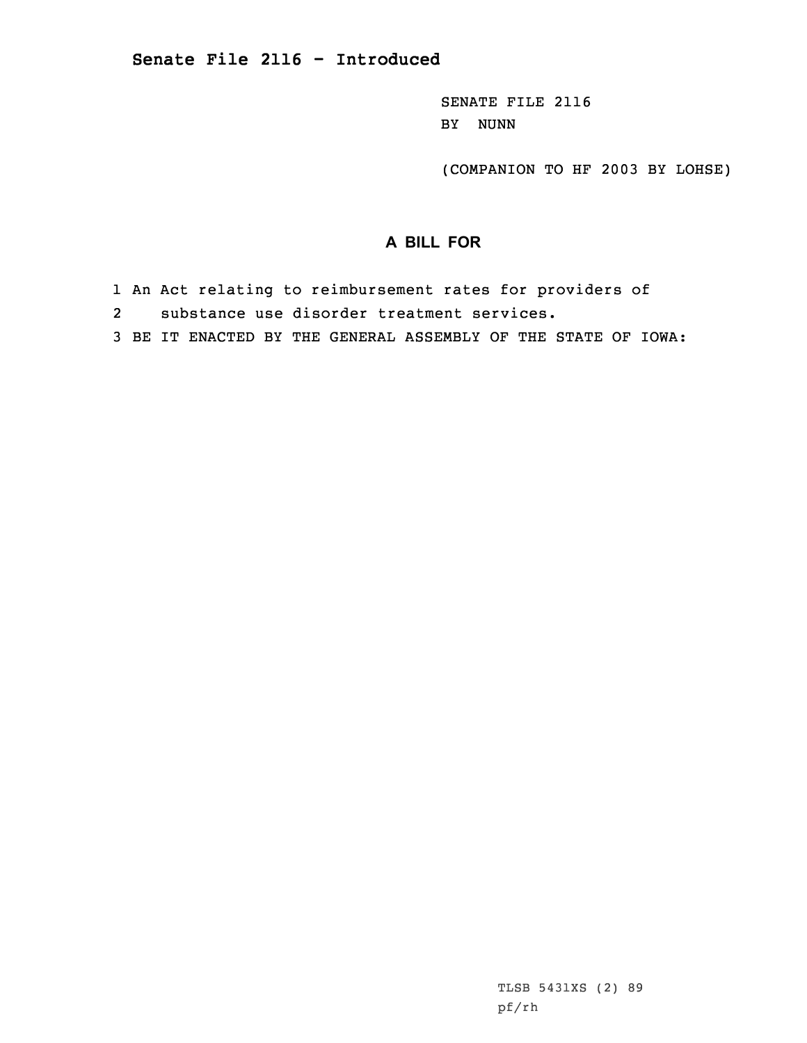# Senate File 2116 - Introduced

SENATE FILE 2116
BY NUNN

(COMPANION TO HF 2003 BY LOHSE)

## A BILL FOR

1 An Act relating to reimbursement rates for providers of
2 substance use disorder treatment services.
3 BE IT ENACTED BY THE GENERAL ASSEMBLY OF THE STATE OF IOWA:

TLSB 5431XS (2) 89
pf/rh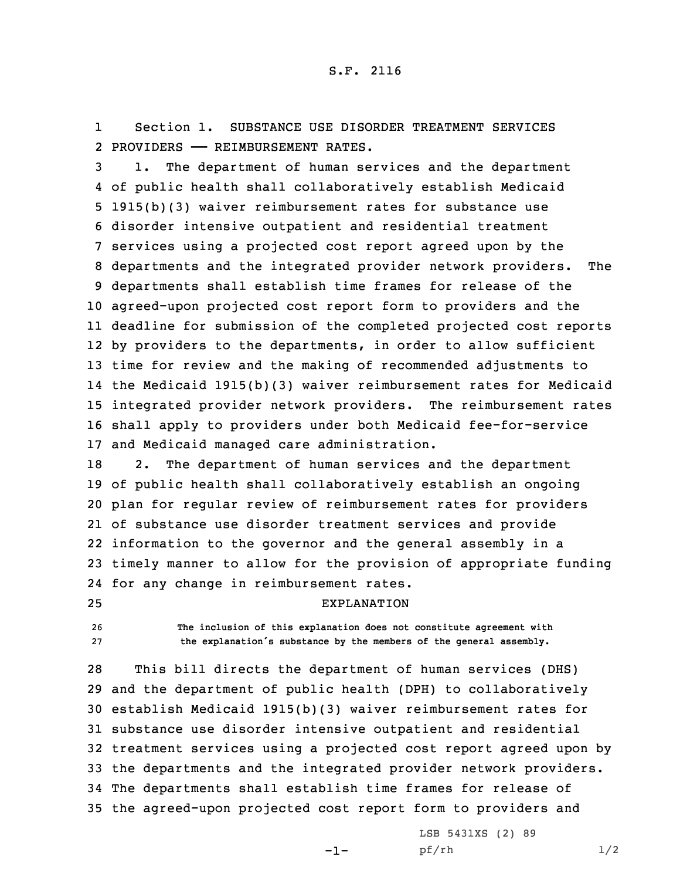S.F. 2116

Section 1. SUBSTANCE USE DISORDER TREATMENT SERVICES PROVIDERS —— REIMBURSEMENT RATES.

1. The department of human services and the department of public health shall collaboratively establish Medicaid 1915(b)(3) waiver reimbursement rates for substance use disorder intensive outpatient and residential treatment services using a projected cost report agreed upon by the departments and the integrated provider network providers. The departments shall establish time frames for release of the agreed-upon projected cost report form to providers and the deadline for submission of the completed projected cost reports by providers to the departments, in order to allow sufficient time for review and the making of recommended adjustments to the Medicaid 1915(b)(3) waiver reimbursement rates for Medicaid integrated provider network providers. The reimbursement rates shall apply to providers under both Medicaid fee-for-service and Medicaid managed care administration.

2. The department of human services and the department of public health shall collaboratively establish an ongoing plan for regular review of reimbursement rates for providers of substance use disorder treatment services and provide information to the governor and the general assembly in a timely manner to allow for the provision of appropriate funding for any change in reimbursement rates.

EXPLANATION

The inclusion of this explanation does not constitute agreement with the explanation's substance by the members of the general assembly.

This bill directs the department of human services (DHS) and the department of public health (DPH) to collaboratively establish Medicaid 1915(b)(3) waiver reimbursement rates for substance use disorder intensive outpatient and residential treatment services using a projected cost report agreed upon by the departments and the integrated provider network providers. The departments shall establish time frames for release of the agreed-upon projected cost report form to providers and

LSB 5431XS (2) 89
pf/rh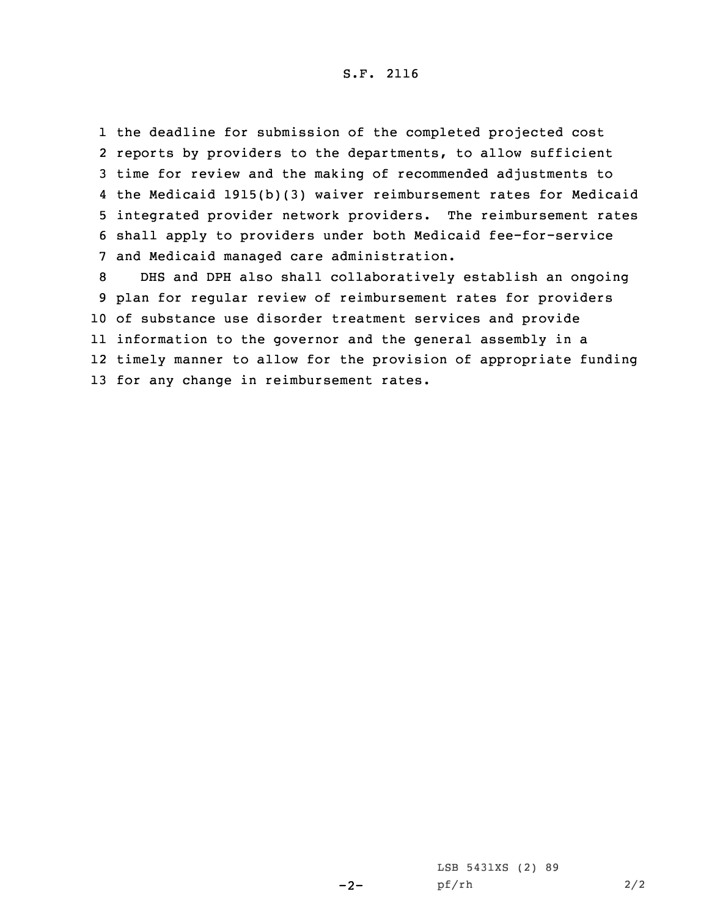the deadline for submission of the completed projected cost reports by providers to the departments, to allow sufficient time for review and the making of recommended adjustments to the Medicaid 1915(b)(3) waiver reimbursement rates for Medicaid integrated provider network providers. The reimbursement rates shall apply to providers under both Medicaid fee-for-service and Medicaid managed care administration.

DHS and DPH also shall collaboratively establish an ongoing plan for regular review of reimbursement rates for providers of substance use disorder treatment services and provide information to the governor and the general assembly in a timely manner to allow for the provision of appropriate funding for any change in reimbursement rates.